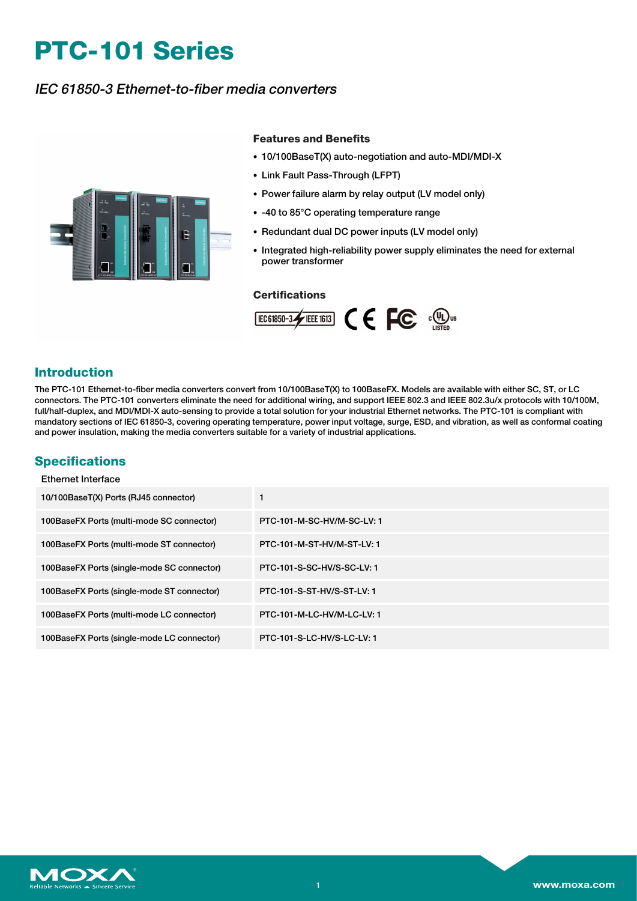# PTC-101 Series

*IEC 61850-3 Ethernet-to-fiber media converters*

### Features and Benefits

- 10/100BaseT(X) auto-negotiation and auto-MDI/MDI-X
- Link Fault Pass-Through (LFPT)
- Power failure alarm by relay output (LV model only)
- -40 to 85°C operating temperature range
- Redundant dual DC power inputs (LV model only)
- Integrated high-reliability power supply eliminates the need for external power transformer

### Certifications

## Introduction

The PTC-101 Ethernet-to-fiber media converters convert from 10/100BaseT(X) to 100BaseFX. Models are available with either SC, ST, or LC connectors. The PTC-101 converters eliminate the need for additional wiring, and support IEEE 802.3 and IEEE 802.3u/x protocols with 10/100M, full/half-duplex, and MDI/MDI-X auto-sensing to provide a total solution for your industrial Ethernet networks. The PTC-101 is compliant with mandatory sections of IEC 61850-3, covering operating temperature, power input voltage, surge, ESD, and vibration, as well as conformal coating and power insulation, making the media converters suitable for a variety of industrial applications.

## Specifications

### Ethernet Interface

| | |
|---|---|
| 10/100BaseT(X) Ports (RJ45 connector) | 1 |
| 100BaseFX Ports (multi-mode SC connector) | PTC-101-M-SC-HV/M-SC-LV: 1 |
| 100BaseFX Ports (multi-mode ST connector) | PTC-101-M-ST-HV/M-ST-LV: 1 |
| 100BaseFX Ports (single-mode SC connector) | PTC-101-S-SC-HV/S-SC-LV: 1 |
| 100BaseFX Ports (single-mode ST connector) | PTC-101-S-ST-HV/S-ST-LV: 1 |
| 100BaseFX Ports (multi-mode LC connector) | PTC-101-M-LC-HV/M-LC-LV: 1 |
| 100BaseFX Ports (single-mode LC connector) | PTC-101-S-LC-HV/S-LC-LV: 1 |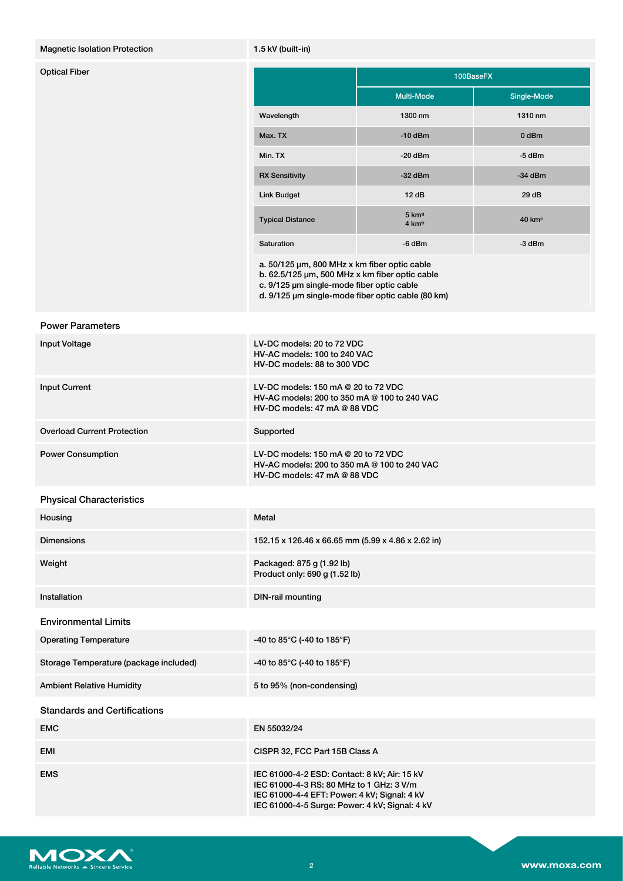| | |
|---|---|
| Magnetic Isolation Protection | 1.5 kV (built-in) |

**Optical Fiber**

| | 100BaseFX | |
|---|---|---|
| | Multi-Mode | Single-Mode |
| Wavelength | 1300 nm | 1310 nm |
| Max. TX | -10 dBm | 0 dBm |
| Min. TX | -20 dBm | -5 dBm |
| RX Sensitivity | -32 dBm | -34 dBm |
| Link Budget | 12 dB | 29 dB |
| Typical Distance | 5 km[a]<br>4 km[b] | 40 km[c] |
| Saturation | -6 dBm | -3 dBm |

a. 50/125 µm, 800 MHz x km fiber optic cable
b. 62.5/125 µm, 500 MHz x km fiber optic cable
c. 9/125 µm single-mode fiber optic cable
d. 9/125 µm single-mode fiber optic cable (80 km)

## Power Parameters

| | |
|---|---|
| Input Voltage | LV-DC models: 20 to 72 VDC<br>HV-AC models: 100 to 240 VAC<br>HV-DC models: 88 to 300 VDC |
| Input Current | LV-DC models: 150 mA @ 20 to 72 VDC<br>HV-AC models: 200 to 350 mA @ 100 to 240 VAC<br>HV-DC models: 47 mA @ 88 VDC |
| Overload Current Protection | Supported |
| Power Consumption | LV-DC models: 150 mA @ 20 to 72 VDC<br>HV-AC models: 200 to 350 mA @ 100 to 240 VAC<br>HV-DC models: 47 mA @ 88 VDC |

## Physical Characteristics

| | |
|---|---|
| Housing | Metal |
| Dimensions | 152.15 x 126.46 x 66.65 mm (5.99 x 4.86 x 2.62 in) |
| Weight | Packaged: 875 g (1.92 lb)<br>Product only: 690 g (1.52 lb) |
| Installation | DIN-rail mounting |

## Environmental Limits

| | |
|---|---|
| Operating Temperature | -40 to 85°C (-40 to 185°F) |
| Storage Temperature (package included) | -40 to 85°C (-40 to 185°F) |
| Ambient Relative Humidity | 5 to 95% (non-condensing) |

## Standards and Certifications

| | |
|---|---|
| EMC | EN 55032/24 |
| EMI | CISPR 32, FCC Part 15B Class A |
| EMS | IEC 61000-4-2 ESD: Contact: 8 kV; Air: 15 kV<br>IEC 61000-4-3 RS: 80 MHz to 1 GHz: 3 V/m<br>IEC 61000-4-4 EFT: Power: 4 kV; Signal: 4 kV<br>IEC 61000-4-5 Surge: Power: 4 kV; Signal: 4 kV |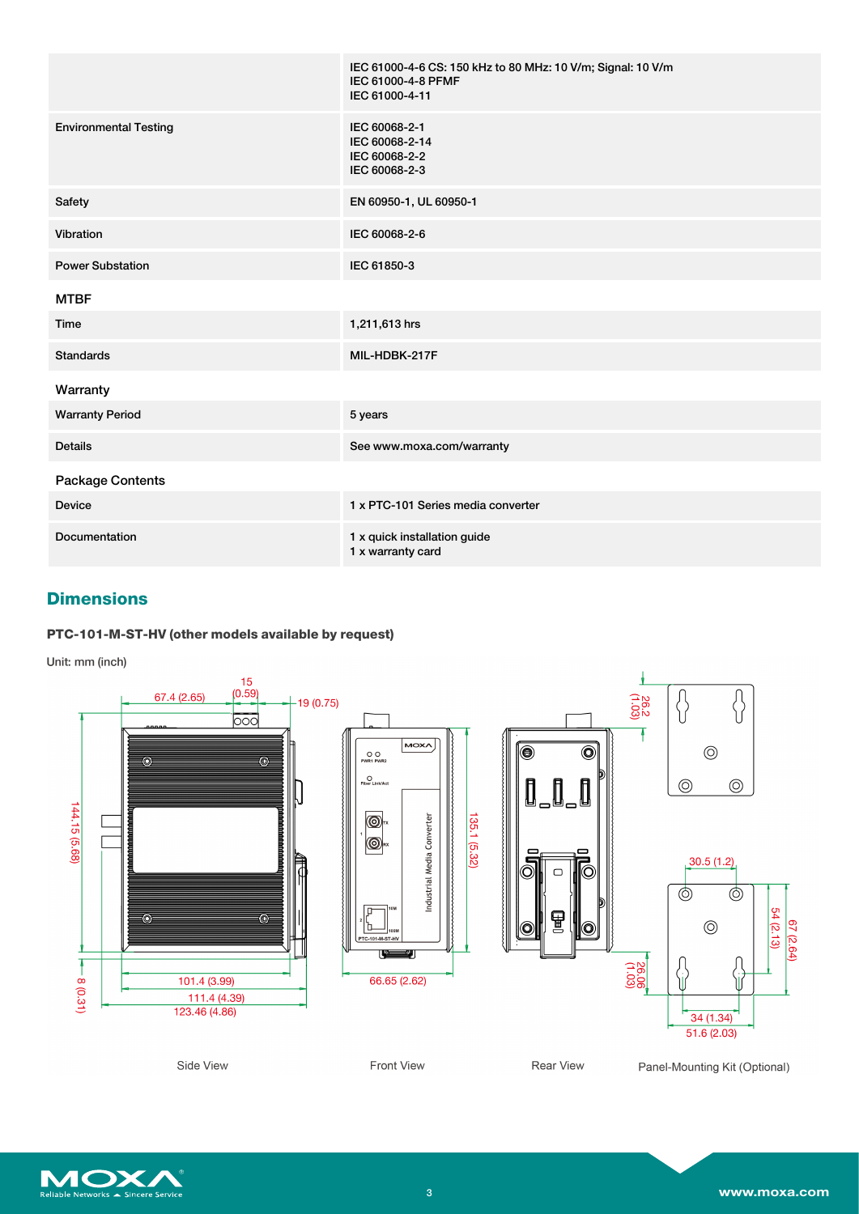| | |
|---|---|
| | IEC 61000-4-6 CS: 150 kHz to 80 MHz: 10 V/m; Signal: 10 V/m<br>IEC 61000-4-8 PFMF<br>IEC 61000-4-11 |
| Environmental Testing | IEC 60068-2-1<br>IEC 60068-2-14<br>IEC 60068-2-2<br>IEC 60068-2-3 |
| Safety | EN 60950-1, UL 60950-1 |
| Vibration | IEC 60068-2-6 |
| Power Substation | IEC 61850-3 |

### MTBF

| | |
|---|---|
| Time | 1,211,613 hrs |
| Standards | MIL-HDBK-217F |

### Warranty

| | |
|---|---|
| Warranty Period | 5 years |
| Details | See www.moxa.com/warranty |

### Package Contents

| | |
|---|---|
| Device | 1 x PTC-101 Series media converter |
| Documentation | 1 x quick installation guide<br>1 x warranty card |

## Dimensions

**PTC-101-M-ST-HV (other models available by request)**

Unit: mm (inch)

Side View: 67.4 (2.65), 15 (0.59), 19 (0.75), 144.15 (5.68), 8 (0.31), 101.4 (3.99), 111.4 (4.39), 123.46 (4.86)

Front View: 135.1 (5.32), 66.65 (2.62)

Rear View: 26.2 (1.03), 26.06 (1.03)

Panel-Mounting Kit (Optional): 30.5 (1.2), 54 (2.13), 67 (2.64), 34 (1.34), 51.6 (2.03)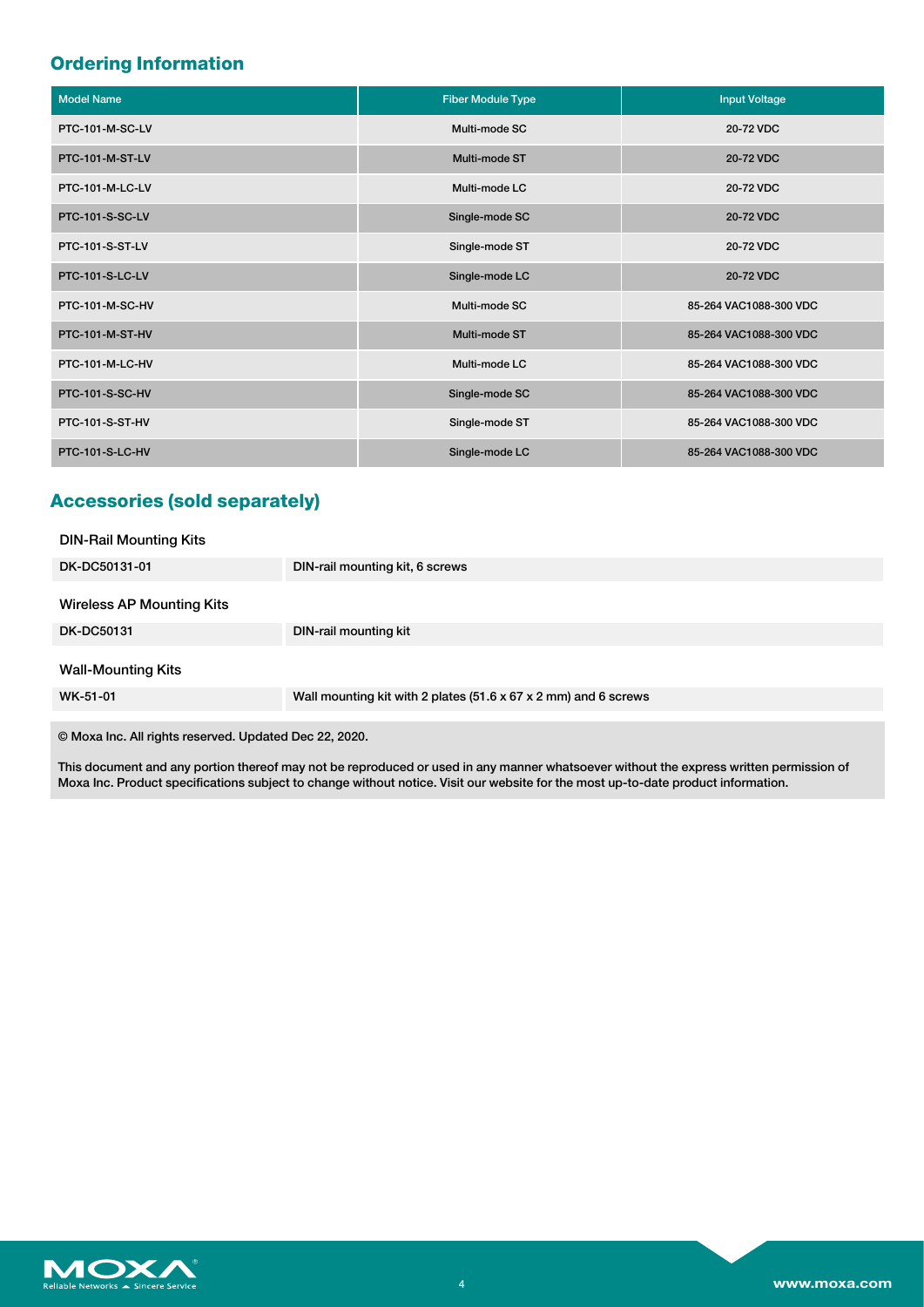## Ordering Information

| Model Name | Fiber Module Type | Input Voltage |
| --- | --- | --- |
| PTC-101-M-SC-LV | Multi-mode SC | 20-72 VDC |
| PTC-101-M-ST-LV | Multi-mode ST | 20-72 VDC |
| PTC-101-M-LC-LV | Multi-mode LC | 20-72 VDC |
| PTC-101-S-SC-LV | Single-mode SC | 20-72 VDC |
| PTC-101-S-ST-LV | Single-mode ST | 20-72 VDC |
| PTC-101-S-LC-LV | Single-mode LC | 20-72 VDC |
| PTC-101-M-SC-HV | Multi-mode SC | 85-264 VAC1088-300 VDC |
| PTC-101-M-ST-HV | Multi-mode ST | 85-264 VAC1088-300 VDC |
| PTC-101-M-LC-HV | Multi-mode LC | 85-264 VAC1088-300 VDC |
| PTC-101-S-SC-HV | Single-mode SC | 85-264 VAC1088-300 VDC |
| PTC-101-S-ST-HV | Single-mode ST | 85-264 VAC1088-300 VDC |
| PTC-101-S-LC-HV | Single-mode LC | 85-264 VAC1088-300 VDC |

## Accessories (sold separately)

**DIN-Rail Mounting Kits**

| | |
| --- | --- |
| DK-DC50131-01 | DIN-rail mounting kit, 6 screws |

**Wireless AP Mounting Kits**

| | |
| --- | --- |
| DK-DC50131 | DIN-rail mounting kit |

**Wall-Mounting Kits**

| | |
| --- | --- |
| WK-51-01 | Wall mounting kit with 2 plates (51.6 x 67 x 2 mm) and 6 screws |

© Moxa Inc. All rights reserved. Updated Dec 22, 2020.

This document and any portion thereof may not be reproduced or used in any manner whatsoever without the express written permission of Moxa Inc. Product specifications subject to change without notice. Visit our website for the most up-to-date product information.